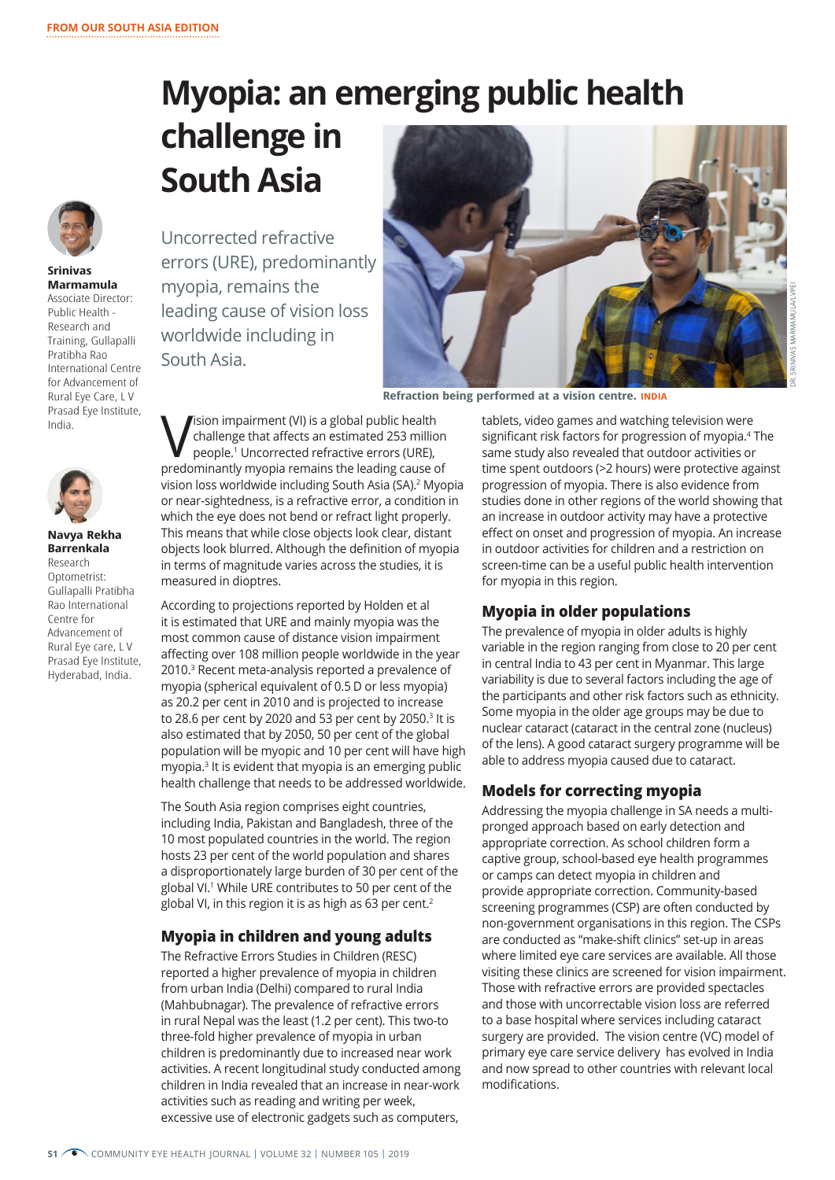FROM OUR SOUTH ASIA EDITION

# Myopia: an emerging public health challenge in South Asia

**Srinivas Marmamula**
Associate Director: Public Health - Research and Training, Gullapalli Pratibha Rao International Centre for Advancement of Rural Eye Care, L V Prasad Eye Institute, India.

**Navya Rekha Barrenkala**
Research Optometrist: Gullapalli Pratibha Rao International Centre for Advancement of Rural Eye care, L V Prasad Eye Institute, Hyderabad, India.

Uncorrected refractive errors (URE), predominantly myopia, remains the leading cause of vision loss worldwide including in South Asia.

Refraction being performed at a vision centre. INDIA

Vision impairment (VI) is a global public health challenge that affects an estimated 253 million people.[1] Uncorrected refractive errors (URE), predominantly myopia remains the leading cause of vision loss worldwide including South Asia (SA).[2] Myopia or near-sightedness, is a refractive error, a condition in which the eye does not bend or refract light properly. This means that while close objects look clear, distant objects look blurred. Although the definition of myopia in terms of magnitude varies across the studies, it is measured in dioptres.

According to projections reported by Holden et al it is estimated that URE and mainly myopia was the most common cause of distance vision impairment affecting over 108 million people worldwide in the year 2010.[3] Recent meta-analysis reported a prevalence of myopia (spherical equivalent of 0.5 D or less myopia) as 20.2 per cent in 2010 and is projected to increase to 28.6 per cent by 2020 and 53 per cent by 2050.[3] It is also estimated that by 2050, 50 per cent of the global population will be myopic and 10 per cent will have high myopia.[3] It is evident that myopia is an emerging public health challenge that needs to be addressed worldwide.

The South Asia region comprises eight countries, including India, Pakistan and Bangladesh, three of the 10 most populated countries in the world. The region hosts 23 per cent of the world population and shares a disproportionately large burden of 30 per cent of the global VI.[1] While URE contributes to 50 per cent of the global VI, in this region it is as high as 63 per cent.[2]

## Myopia in children and young adults

The Refractive Errors Studies in Children (RESC) reported a higher prevalence of myopia in children from urban India (Delhi) compared to rural India (Mahbubnagar). The prevalence of refractive errors in rural Nepal was the least (1.2 per cent). This two-to three-fold higher prevalence of myopia in urban children is predominantly due to increased near work activities. A recent longitudinal study conducted among children in India revealed that an increase in near-work activities such as reading and writing per week, excessive use of electronic gadgets such as computers, tablets, video games and watching television were significant risk factors for progression of myopia.[4] The same study also revealed that outdoor activities or time spent outdoors (>2 hours) were protective against progression of myopia. There is also evidence from studies done in other regions of the world showing that an increase in outdoor activity may have a protective effect on onset and progression of myopia. An increase in outdoor activities for children and a restriction on screen-time can be a useful public health intervention for myopia in this region.

## Myopia in older populations

The prevalence of myopia in older adults is highly variable in the region ranging from close to 20 per cent in central India to 43 per cent in Myanmar. This large variability is due to several factors including the age of the participants and other risk factors such as ethnicity. Some myopia in the older age groups may be due to nuclear cataract (cataract in the central zone (nucleus) of the lens). A good cataract surgery programme will be able to address myopia caused due to cataract.

## Models for correcting myopia

Addressing the myopia challenge in SA needs a multi-pronged approach based on early detection and appropriate correction. As school children form a captive group, school-based eye health programmes or camps can detect myopia in children and provide appropriate correction. Community-based screening programmes (CSP) are often conducted by non-government organisations in this region. The CSPs are conducted as "make-shift clinics" set-up in areas where limited eye care services are available. All those visiting these clinics are screened for vision impairment. Those with refractive errors are provided spectacles and those with uncorrectable vision loss are referred to a base hospital where services including cataract surgery are provided. The vision centre (VC) model of primary eye care service delivery has evolved in India and now spread to other countries with relevant local modifications.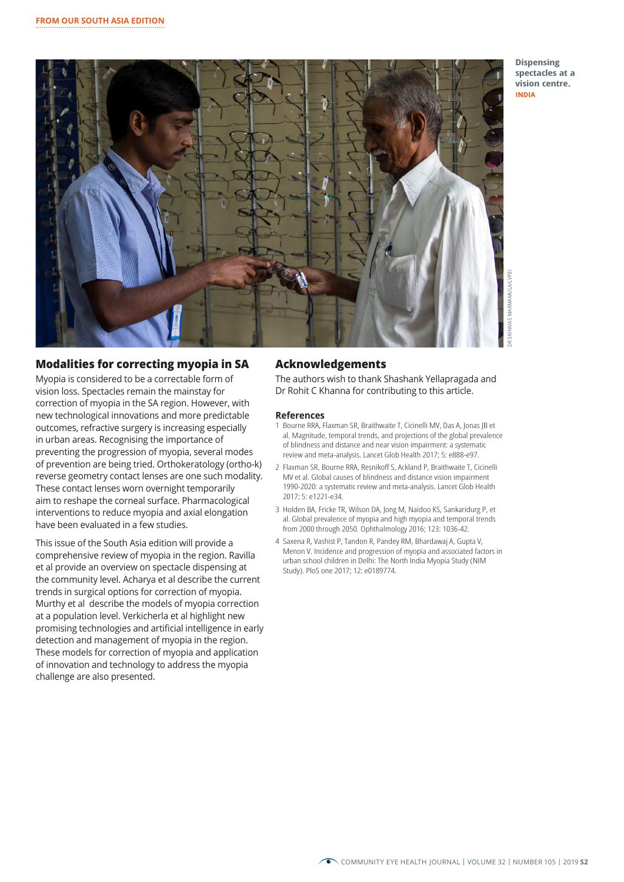Dispensing spectacles at a vision centre. INDIA

DR SRINIVAS MARMAMULA/LVPEI

## Modalities for correcting myopia in SA

Myopia is considered to be a correctable form of vision loss. Spectacles remain the mainstay for correction of myopia in the SA region. However, with new technological innovations and more predictable outcomes, refractive surgery is increasing especially in urban areas. Recognising the importance of preventing the progression of myopia, several modes of prevention are being tried. Orthokeratology (ortho-k) reverse geometry contact lenses are one such modality. These contact lenses worn overnight temporarily aim to reshape the corneal surface. Pharmacological interventions to reduce myopia and axial elongation have been evaluated in a few studies.

This issue of the South Asia edition will provide a comprehensive review of myopia in the region. Ravilla et al provide an overview on spectacle dispensing at the community level. Acharya et al describe the current trends in surgical options for correction of myopia. Murthy et al describe the models of myopia correction at a population level. Verkicherla et al highlight new promising technologies and artificial intelligence in early detection and management of myopia in the region. These models for correction of myopia and application of innovation and technology to address the myopia challenge are also presented.

## Acknowledgements

The authors wish to thank Shashank Yellapragada and Dr Rohit C Khanna for contributing to this article.

### References

1. Bourne RRA, Flaxman SR, Braithwaite T, Cicinelli MV, Das A, Jonas JB et al. Magnitude, temporal trends, and projections of the global prevalence of blindness and distance and near vision impairment: a systematic review and meta-analysis. Lancet Glob Health 2017; 5: e888-e97.
2. Flaxman SR, Bourne RRA, Resnikoff S, Ackland P, Braithwaite T, Cicinelli MV et al. Global causes of blindness and distance vision impairment 1990-2020: a systematic review and meta-analysis. Lancet Glob Health 2017; 5: e1221-e34.
3. Holden BA, Fricke TR, Wilson DA, Jong M, Naidoo KS, Sankaridurg P, et al. Global prevalence of myopia and high myopia and temporal trends from 2000 through 2050. Ophthalmology 2016; 123: 1036-42.
4. Saxena R, Vashist P, Tandon R, Pandey RM, Bhardawaj A, Gupta V, Menon V. Incidence and progression of myopia and associated factors in urban school children in Delhi: The North India Myopia Study (NIM Study). PloS one 2017; 12: e0189774.